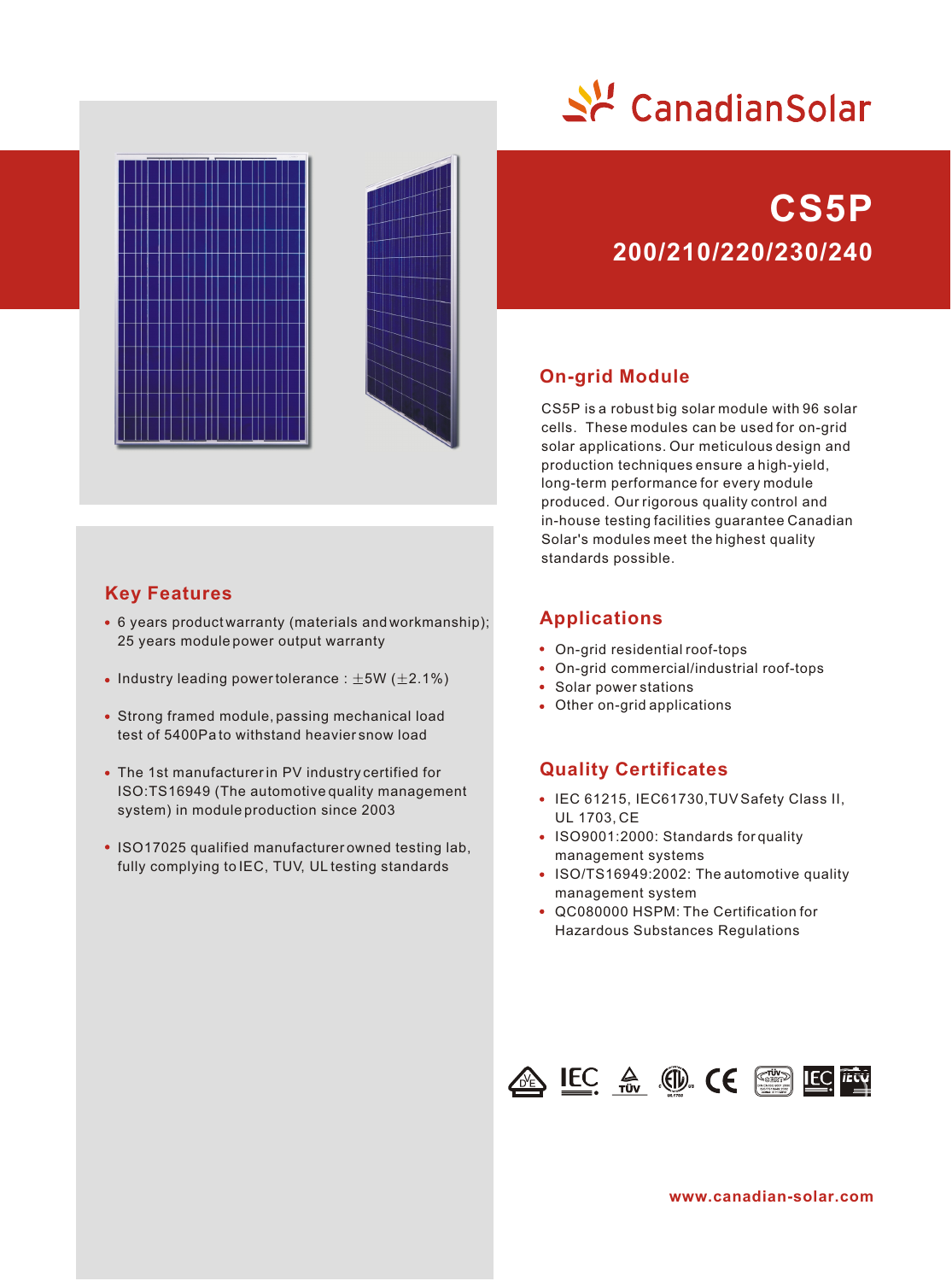# CanadianSolar

# CS5P

## 200/210/220/230/240

## On-grid Module

CS5P is a robust big solar module with 96 solar cells. These modules can be used for on-grid solar applications. Our meticulous design and production techniques ensure a high-yield, long-term performance for every module produced. Our rigorous quality control and in-house testing facilities guarantee Canadian Solar's modules meet the highest quality standards possible.

## Key Features

- 6 years product warranty (materials and workmanship); 25 years module power output warranty
- Industry leading power tolerance : ±5W (±2.1%)
- Strong framed module, passing mechanical load test of 5400Pa to withstand heavier snow load
- The 1st manufacturer in PV industry certified for ISO:TS16949 (The automotive quality management system) in module production since 2003
- ISO17025 qualified manufacturer owned testing lab, fully complying to IEC, TUV, UL testing standards

## Applications

- On-grid residential roof-tops
- On-grid commercial/industrial roof-tops
- Solar power stations
- Other on-grid applications

## Quality Certificates

- IEC 61215, IEC61730, TUV Safety Class II, UL 1703, CE
- ISO9001:2000: Standards for quality management systems
- ISO/TS16949:2002: The automotive quality management system
- QC080000 HSPM: The Certification for Hazardous Substances Regulations

www.canadian-solar.com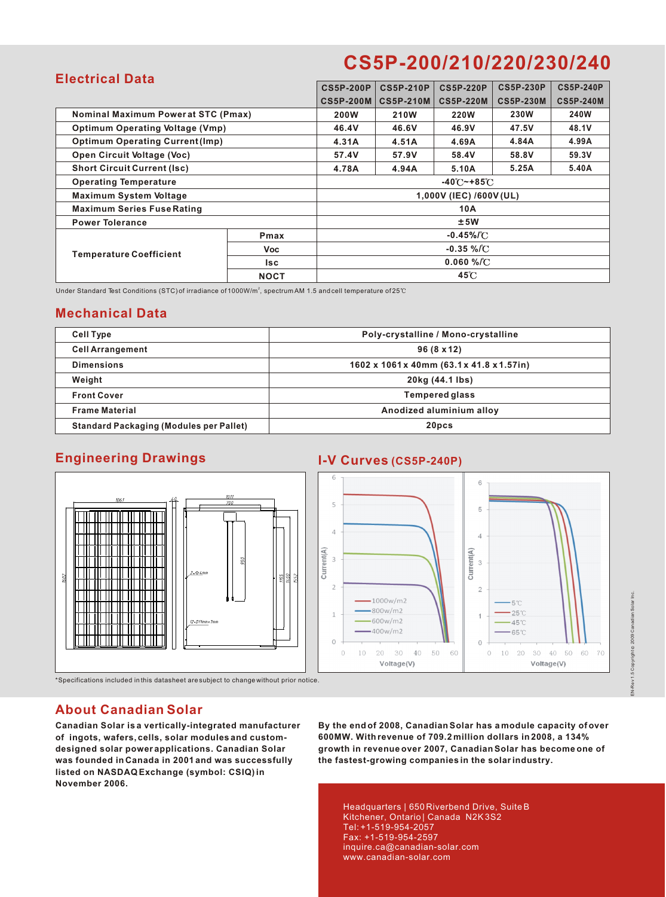# CS5P-200/210/220/230/240

## Electrical Data

| | | CS5P-200P<br>CS5P-200M | CS5P-210P<br>CS5P-210M | CS5P-220P<br>CS5P-220M | CS5P-230P<br>CS5P-230M | CS5P-240P<br>CS5P-240M |
|---|---|---|---|---|---|---|
| Nominal Maximum Power at STC (Pmax) | | 200W | 210W | 220W | 230W | 240W |
| Optimum Operating Voltage (Vmp) | | 46.4V | 46.6V | 46.9V | 47.5V | 48.1V |
| Optimum Operating Current (Imp) | | 4.31A | 4.51A | 4.69A | 4.84A | 4.99A |
| Open Circuit Voltage (Voc) | | 57.4V | 57.9V | 58.4V | 58.8V | 59.3V |
| Short Circuit Current (Isc) | | 4.78A | 4.94A | 5.10A | 5.25A | 5.40A |
| Operating Temperature | | -40℃~+85℃ | | | | |
| Maximum System Voltage | | 1,000V (IEC) /600V (UL) | | | | |
| Maximum Series Fuse Rating | | 10A | | | | |
| Power Tolerance | | ±5W | | | | |
| Temperature Coefficient | Pmax | -0.45%/℃ | | | | |
| | Voc | -0.35 %/℃ | | | | |
| | Isc | 0.060 %/℃ | | | | |
| | NOCT | 45℃ | | | | |

Under Standard Test Conditions (STC) of irradiance of 1000W/m$^2$, spectrum AM 1.5 and cell temperature of 25℃

## Mechanical Data

| | |
|---|---|
| Cell Type | Poly-crystalline / Mono-crystalline |
| Cell Arrangement | 96 (8 x 12) |
| Dimensions | 1602 x 1061 x 40mm (63.1 x 41.8 x 1.57in) |
| Weight | 20kg (44.1 lbs) |
| Front Cover | Tempered glass |
| Frame Material | Anodized aluminium alloy |
| Standard Packaging (Modules per Pallet) | 20pcs |

## Engineering Drawings

1061
40
1011
700
1602
950
7-Φ4mm
12-Φ11mm×7mm
1155
1460
1532

## I-V Curves (CS5P-240P)

Current(A)
Voltage(V)
1000w/m2
800w/m2
600w/m2
400w/m2
5℃
25℃
45℃
65℃

*Specifications included in this datasheet are subject to change without prior notice.

EN-Rev 1.5 Copyright © 2009 Canadian Solar Inc.

## About Canadian Solar

**Canadian Solar is a vertically-integrated manufacturer of ingots, wafers, cells, solar modules and custom-designed solar power applications. Canadian Solar was founded in Canada in 2001 and was successfully listed on NASDAQ Exchange (symbol: CSIQ) in November 2006.**

**By the end of 2008, Canadian Solar has a module capacity of over 600MW. With revenue of 709.2 million dollars in 2008, a 134% growth in revenue over 2007, Canadian Solar has become one of the fastest-growing companies in the solar industry.**

Headquarters | 650 Riverbend Drive, Suite B
Kitchener, Ontario | Canada N2K 3S2
Tel: +1-519-954-2057
Fax: +1-519-954-2597
inquire.ca@canadian-solar.com
www.canadian-solar.com